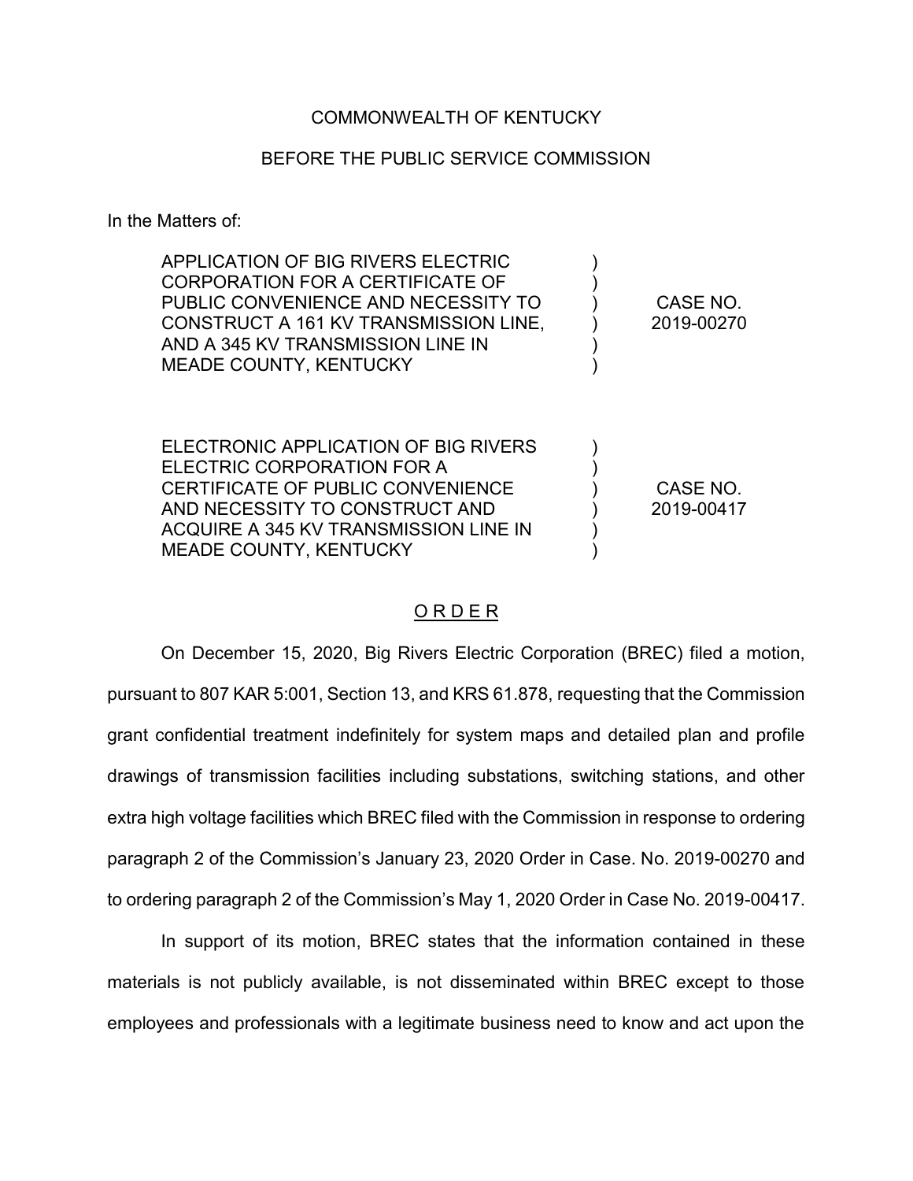COMMONWEALTH OF KENTUCKY

BEFORE THE PUBLIC SERVICE COMMISSION

In the Matters of:

| | | |
|---|---|---|
| APPLICATION OF BIG RIVERS ELECTRIC CORPORATION FOR A CERTIFICATE OF PUBLIC CONVENIENCE AND NECESSITY TO CONSTRUCT A 161 KV TRANSMISSION LINE, AND A 345 KV TRANSMISSION LINE IN MEADE COUNTY, KENTUCKY | ) | CASE NO. 2019-00270 |
| ELECTRONIC APPLICATION OF BIG RIVERS ELECTRIC CORPORATION FOR A CERTIFICATE OF PUBLIC CONVENIENCE AND NECESSITY TO CONSTRUCT AND ACQUIRE A 345 KV TRANSMISSION LINE IN MEADE COUNTY, KENTUCKY | ) | CASE NO. 2019-00417 |

## O R D E R

On December 15, 2020, Big Rivers Electric Corporation (BREC) filed a motion, pursuant to 807 KAR 5:001, Section 13, and KRS 61.878, requesting that the Commission grant confidential treatment indefinitely for system maps and detailed plan and profile drawings of transmission facilities including substations, switching stations, and other extra high voltage facilities which BREC filed with the Commission in response to ordering paragraph 2 of the Commission's January 23, 2020 Order in Case. No. 2019-00270 and to ordering paragraph 2 of the Commission's May 1, 2020 Order in Case No. 2019-00417.

In support of its motion, BREC states that the information contained in these materials is not publicly available, is not disseminated within BREC except to those employees and professionals with a legitimate business need to know and act upon the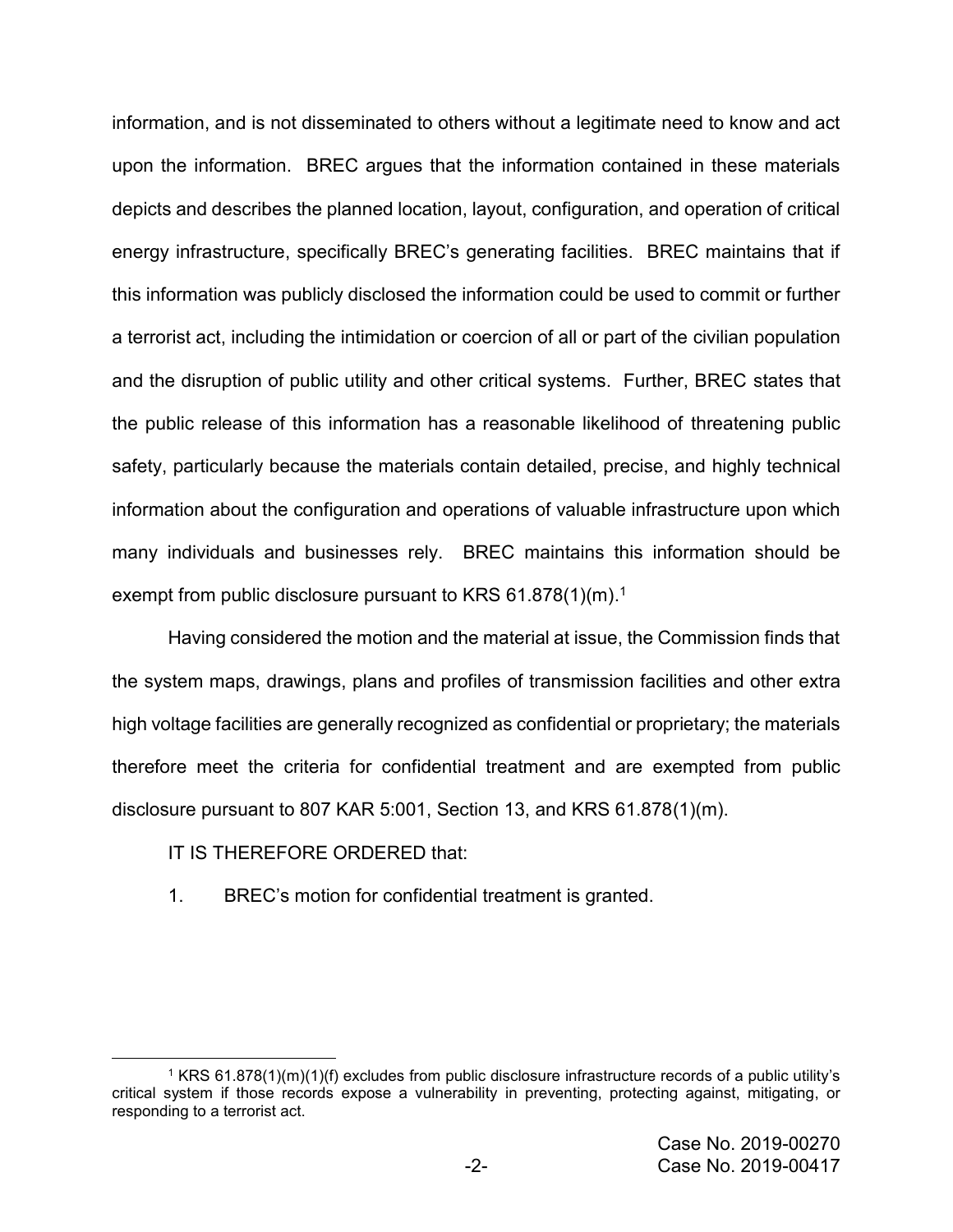information, and is not disseminated to others without a legitimate need to know and act upon the information. BREC argues that the information contained in these materials depicts and describes the planned location, layout, configuration, and operation of critical energy infrastructure, specifically BREC's generating facilities. BREC maintains that if this information was publicly disclosed the information could be used to commit or further a terrorist act, including the intimidation or coercion of all or part of the civilian population and the disruption of public utility and other critical systems. Further, BREC states that the public release of this information has a reasonable likelihood of threatening public safety, particularly because the materials contain detailed, precise, and highly technical information about the configuration and operations of valuable infrastructure upon which many individuals and businesses rely. BREC maintains this information should be exempt from public disclosure pursuant to KRS 61.878(1)(m).[1]

Having considered the motion and the material at issue, the Commission finds that the system maps, drawings, plans and profiles of transmission facilities and other extra high voltage facilities are generally recognized as confidential or proprietary; the materials therefore meet the criteria for confidential treatment and are exempted from public disclosure pursuant to 807 KAR 5:001, Section 13, and KRS 61.878(1)(m).

IT IS THEREFORE ORDERED that:

1. BREC's motion for confidential treatment is granted.

[1] KRS 61.878(1)(m)(1)(f) excludes from public disclosure infrastructure records of a public utility's critical system if those records expose a vulnerability in preventing, protecting against, mitigating, or responding to a terrorist act.

Case No. 2019-00270
Case No. 2019-00417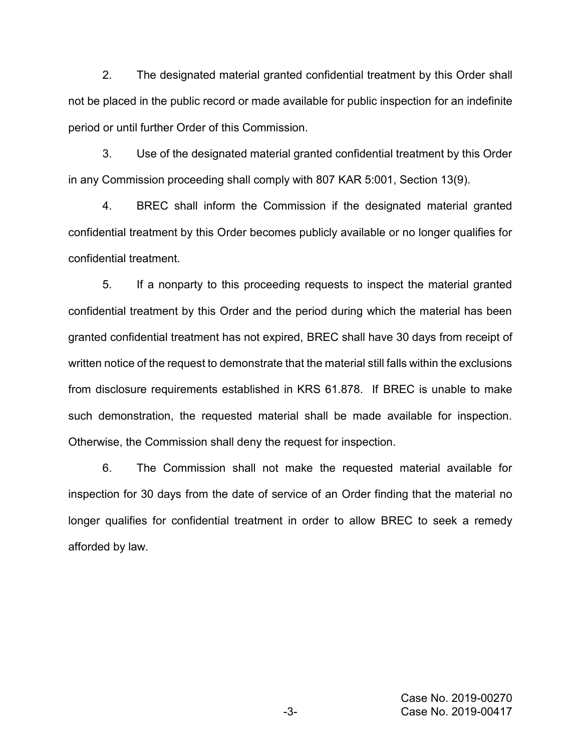2. The designated material granted confidential treatment by this Order shall not be placed in the public record or made available for public inspection for an indefinite period or until further Order of this Commission.

3. Use of the designated material granted confidential treatment by this Order in any Commission proceeding shall comply with 807 KAR 5:001, Section 13(9).

4. BREC shall inform the Commission if the designated material granted confidential treatment by this Order becomes publicly available or no longer qualifies for confidential treatment.

5. If a nonparty to this proceeding requests to inspect the material granted confidential treatment by this Order and the period during which the material has been granted confidential treatment has not expired, BREC shall have 30 days from receipt of written notice of the request to demonstrate that the material still falls within the exclusions from disclosure requirements established in KRS 61.878. If BREC is unable to make such demonstration, the requested material shall be made available for inspection. Otherwise, the Commission shall deny the request for inspection.

6. The Commission shall not make the requested material available for inspection for 30 days from the date of service of an Order finding that the material no longer qualifies for confidential treatment in order to allow BREC to seek a remedy afforded by law.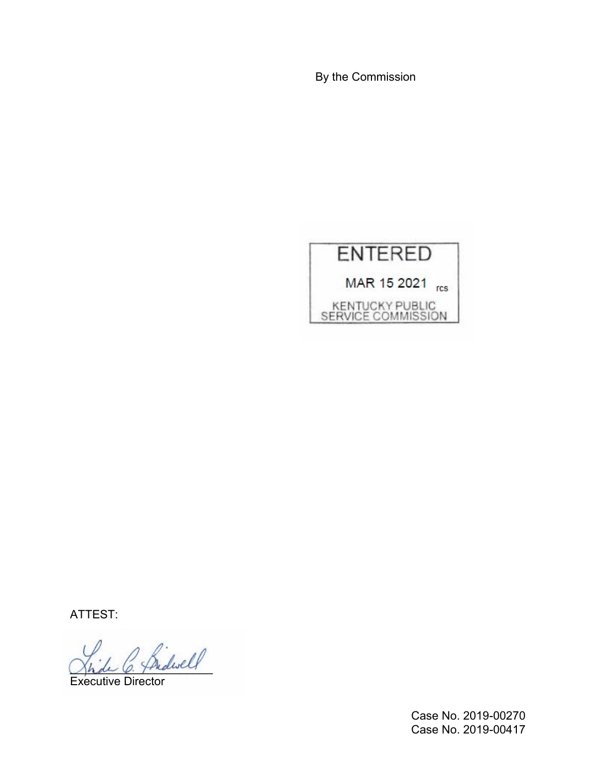By the Commission

ENTERED

MAR 15 2021 rcs

KENTUCKY PUBLIC SERVICE COMMISSION

ATTEST:

Executive Director

Case No. 2019-00270
Case No. 2019-00417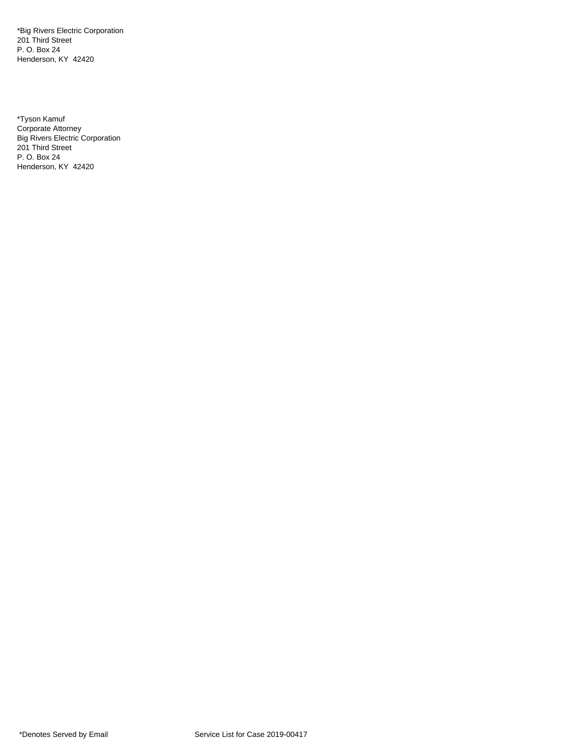*Big Rivers Electric Corporation
201 Third Street
P. O. Box 24
Henderson, KY  42420

*Tyson Kamuf
Corporate Attorney
Big Rivers Electric Corporation
201 Third Street
P. O. Box 24
Henderson, KY  42420

*Denotes Served by Email

Service List for Case 2019-00417